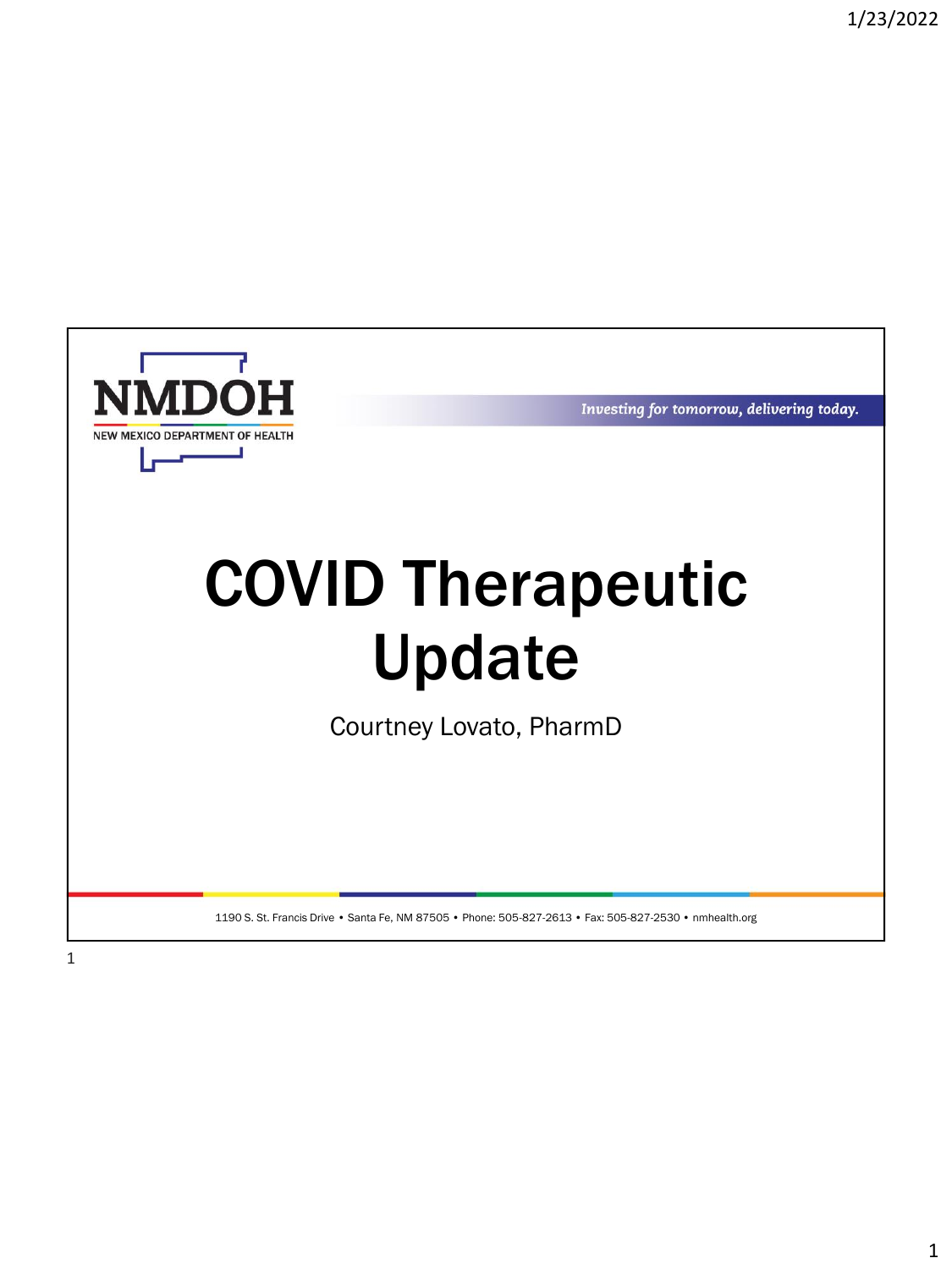NMDOH

NEW MEXICO DEPARTMENT OF HEALTH

*Investing for tomorrow, delivering today.*

# COVID Therapeutic Update

Courtney Lovato, PharmD

1190 S. St. Francis Drive • Santa Fe, NM 87505 • Phone: 505-827-2613 • Fax: 505-827-2530 • nmhealth.org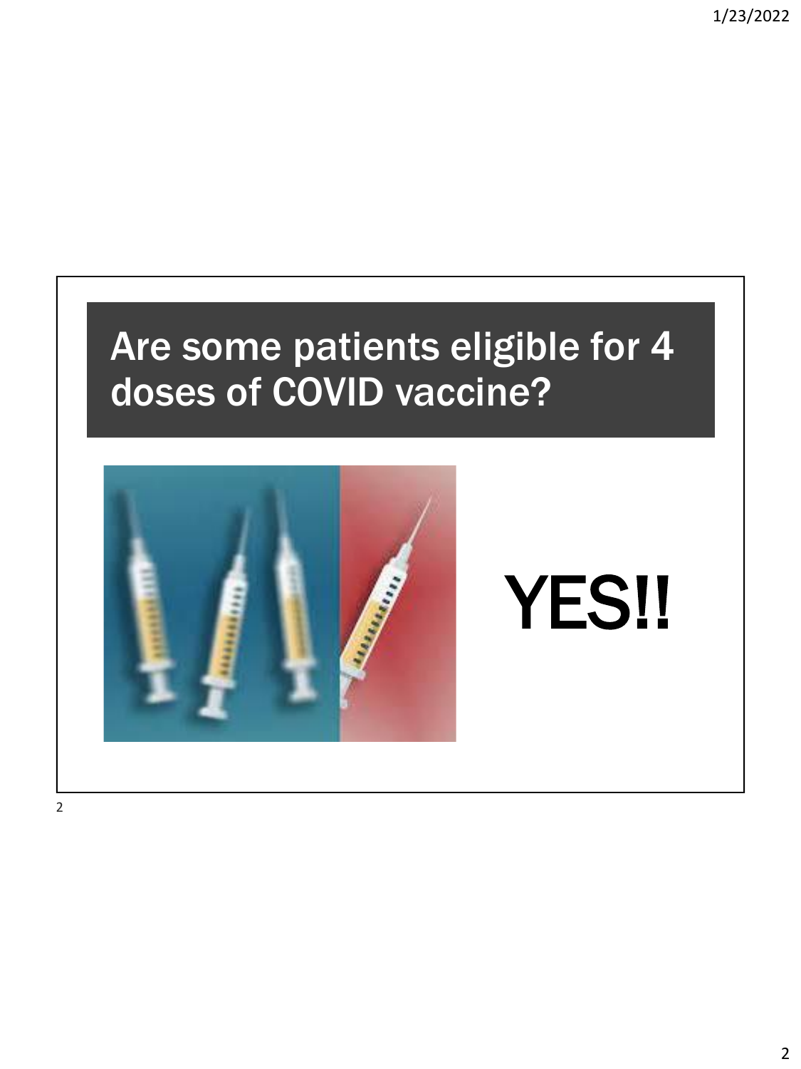# Are some patients eligible for 4 doses of COVID vaccine?

YES!!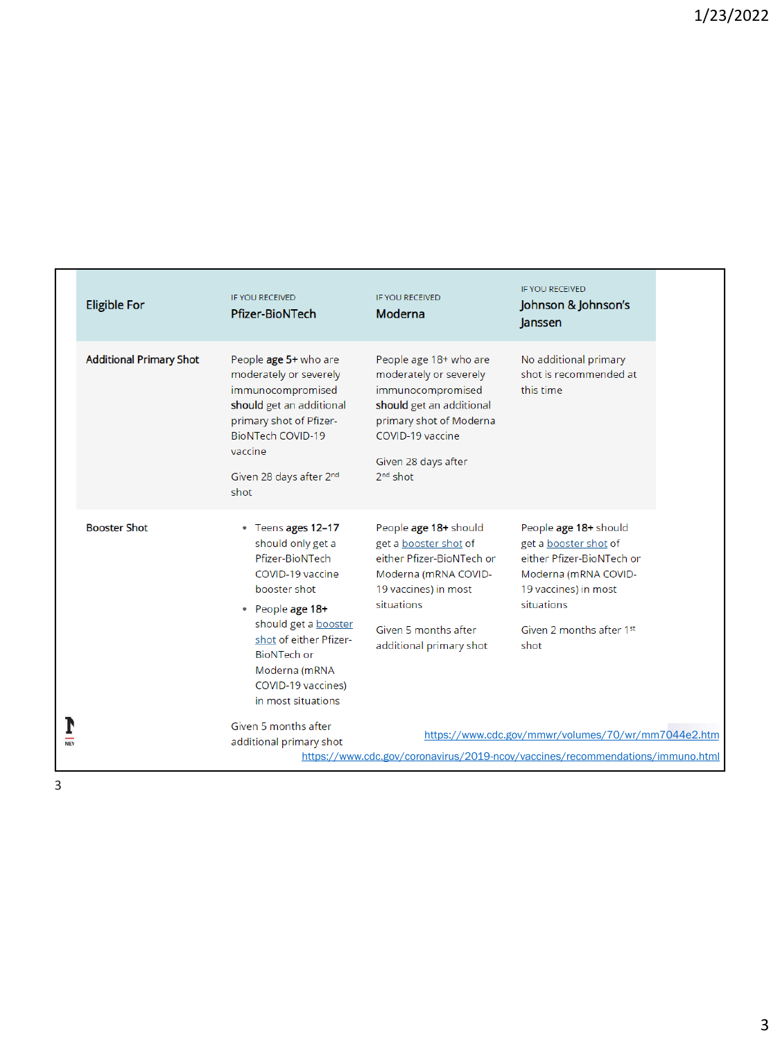| Eligible For | IF YOU RECEIVED Pfizer-BioNTech | IF YOU RECEIVED Moderna | IF YOU RECEIVED Johnson & Johnson's Janssen |
|---|---|---|---|
| Additional Primary Shot | People **age 5+** who are moderately or severely immunocompromised **should** get an additional primary shot of Pfizer-BioNTech COVID-19 vaccine<br><br>Given 28 days after 2nd shot | People age 18+ who are moderately or severely immunocompromised **should** get an additional primary shot of Moderna COVID-19 vaccine<br><br>Given 28 days after 2nd shot | No additional primary shot is recommended at this time |
| Booster Shot | • Teens **ages 12–17** should only get a Pfizer-BioNTech COVID-19 vaccine booster shot<br>• People **age 18+** should get a booster shot of either Pfizer-BioNTech or Moderna (mRNA COVID-19 vaccines) in most situations<br><br>Given 5 months after additional primary shot | People **age 18+** should get a booster shot of either Pfizer-BioNTech or Moderna (mRNA COVID-19 vaccines) in most situations<br><br>Given 5 months after additional primary shot | People **age 18+** should get a booster shot of either Pfizer-BioNTech or Moderna (mRNA COVID-19 vaccines) in most situations<br><br>Given 2 months after 1st shot |

https://www.cdc.gov/mmwr/volumes/70/wr/mm7044e2.htm

https://www.cdc.gov/coronavirus/2019-ncov/vaccines/recommendations/immuno.html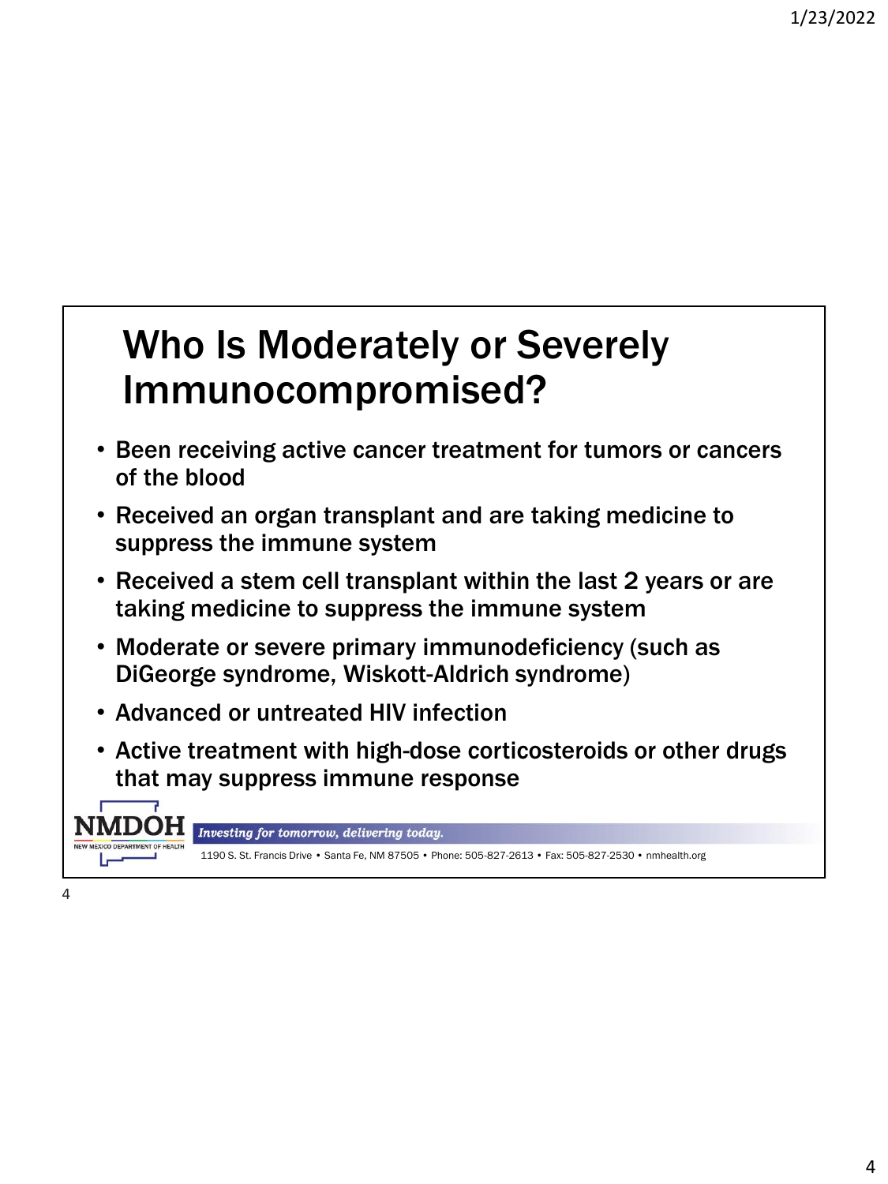# Who Is Moderately or Severely Immunocompromised?

- Been receiving active cancer treatment for tumors or cancers of the blood
- Received an organ transplant and are taking medicine to suppress the immune system
- Received a stem cell transplant within the last 2 years or are taking medicine to suppress the immune system
- Moderate or severe primary immunodeficiency (such as DiGeorge syndrome, Wiskott-Aldrich syndrome)
- Advanced or untreated HIV infection
- Active treatment with high-dose corticosteroids or other drugs that may suppress immune response

NMDOH
NEW MEXICO DEPARTMENT OF HEALTH

*Investing for tomorrow, delivering today.*

1190 S. St. Francis Drive • Santa Fe, NM 87505 • Phone: 505-827-2613 • Fax: 505-827-2530 • nmhealth.org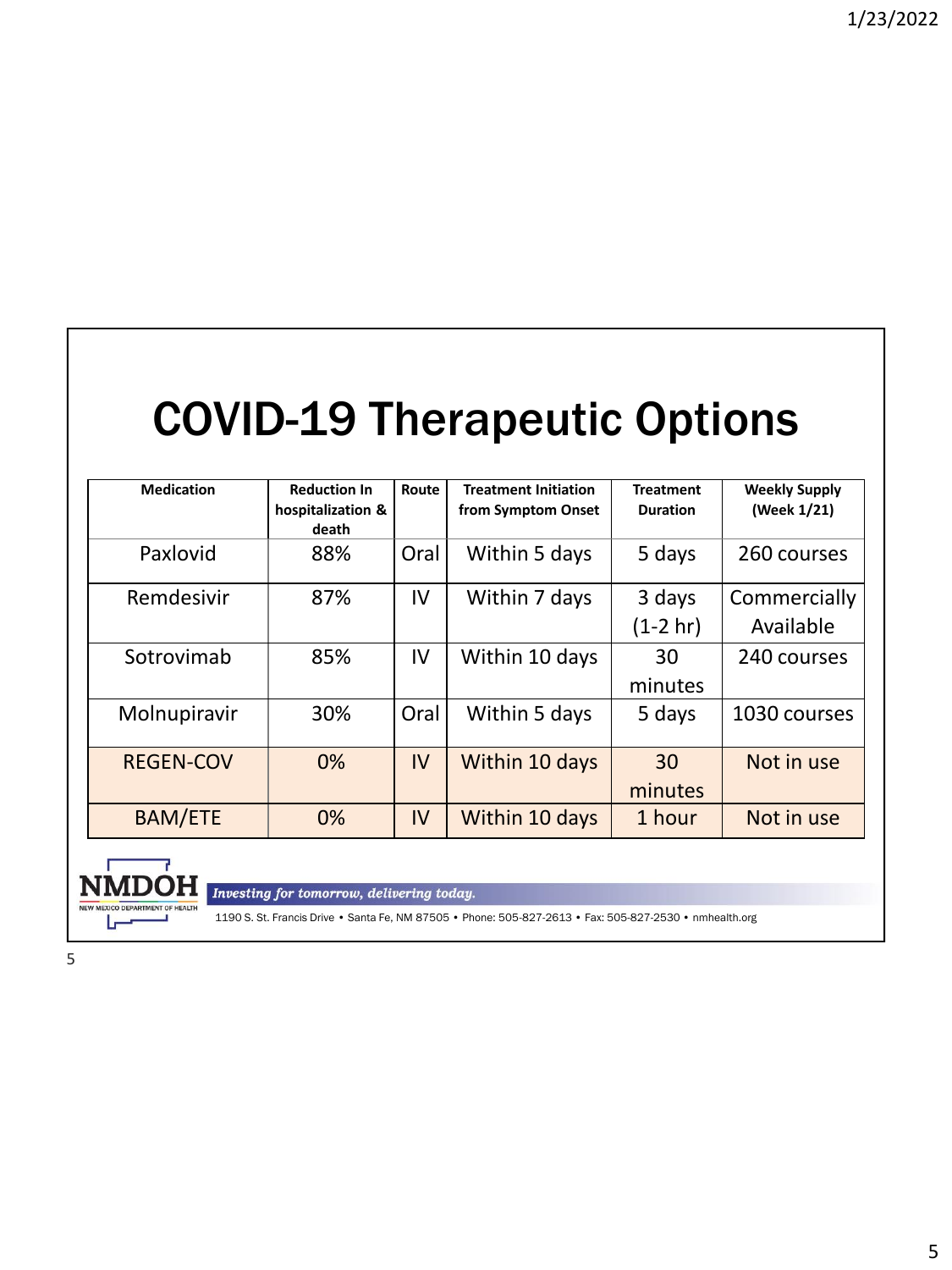# COVID-19 Therapeutic Options

| Medication | Reduction In hospitalization & death | Route | Treatment Initiation from Symptom Onset | Treatment Duration | Weekly Supply (Week 1/21) |
|---|---|---|---|---|---|
| Paxlovid | 88% | Oral | Within 5 days | 5 days | 260 courses |
| Remdesivir | 87% | IV | Within 7 days | 3 days (1-2 hr) | Commercially Available |
| Sotrovimab | 85% | IV | Within 10 days | 30 minutes | 240 courses |
| Molnupiravir | 30% | Oral | Within 5 days | 5 days | 1030 courses |
| REGEN-COV | 0% | IV | Within 10 days | 30 minutes | Not in use |
| BAM/ETE | 0% | IV | Within 10 days | 1 hour | Not in use |

NMDOH NEW MEXICO DEPARTMENT OF HEALTH *Investing for tomorrow, delivering today.*

1190 S. St. Francis Drive • Santa Fe, NM 87505 • Phone: 505-827-2613 • Fax: 505-827-2530 • nmhealth.org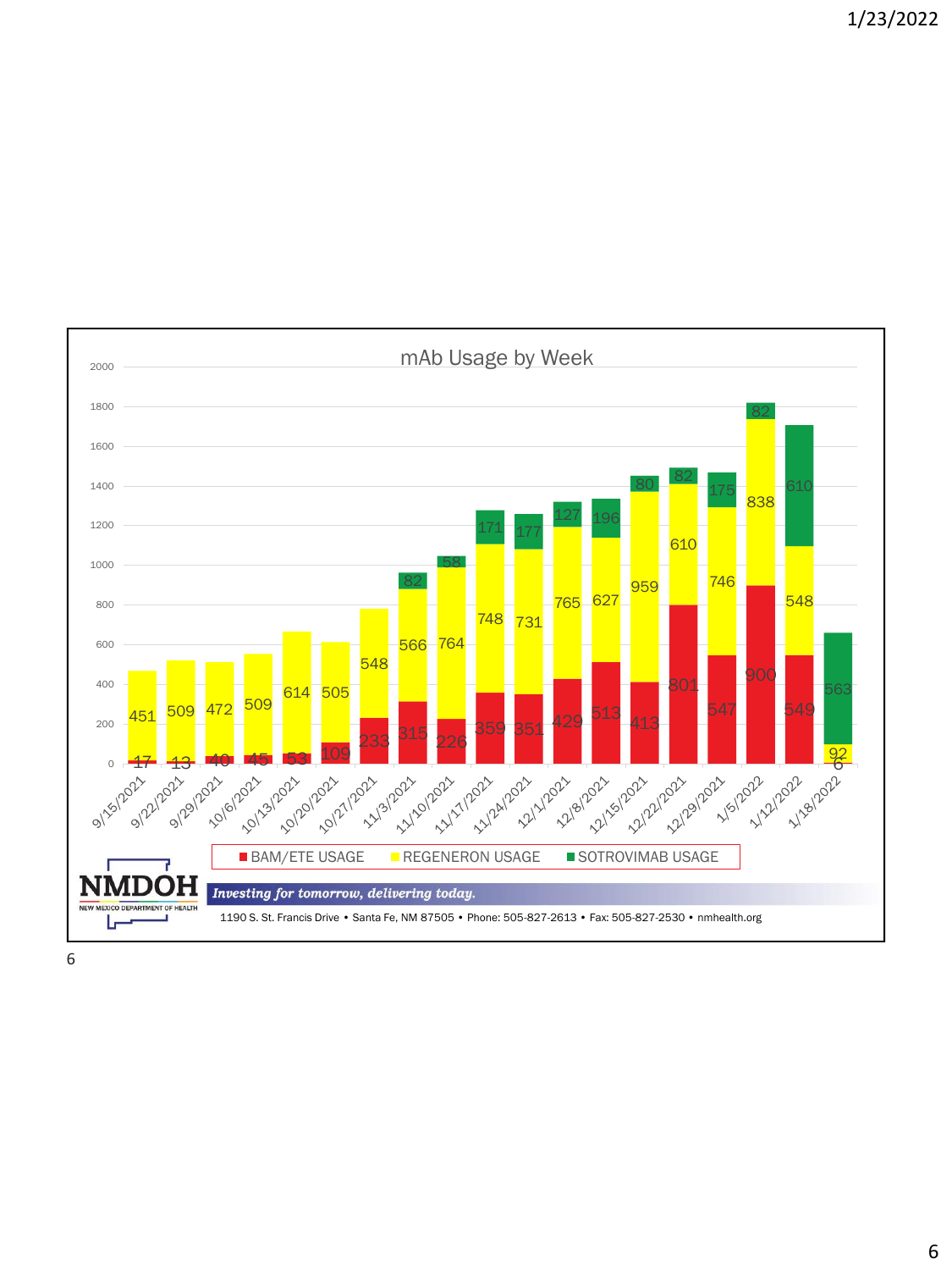## mAb Usage by Week

| Week | BAM/ETE USAGE | REGENERON USAGE | SOTROVIMAB USAGE |
|---|---|---|---|
| 9/15/2021 | 17 | 451 | |
| 9/22/2021 | 13 | 509 | |
| 9/29/2021 | 40 | 472 | |
| 10/6/2021 | 45 | 509 | |
| 10/13/2021 | 53 | 614 | |
| 10/20/2021 | 109 | 505 | |
| 10/27/2021 | 233 | 548 | |
| 11/3/2021 | 315 | 566 | 82 |
| 11/10/2021 | 226 | 764 | 58 |
| 11/17/2021 | 359 | 748 | 171 |
| 11/24/2021 | 351 | 731 | 177 |
| 12/1/2021 | 429 | 765 | 127 |
| 12/8/2021 | 513 | 627 | 196 |
| 12/15/2021 | 413 | 959 | 80 |
| 12/22/2021 | 801 | 610 | 82 |
| 12/29/2021 | 547 | 746 | 175 |
| 1/5/2022 | 900 | 838 | 82 |
| 1/12/2022 | 549 | 548 | 610 |
| 1/18/2022 | 6 | 92 | 563 |

NMDOH
NEW MEXICO DEPARTMENT OF HEALTH

*Investing for tomorrow, delivering today.*

1190 S. St. Francis Drive • Santa Fe, NM 87505 • Phone: 505-827-2613 • Fax: 505-827-2530 • nmhealth.org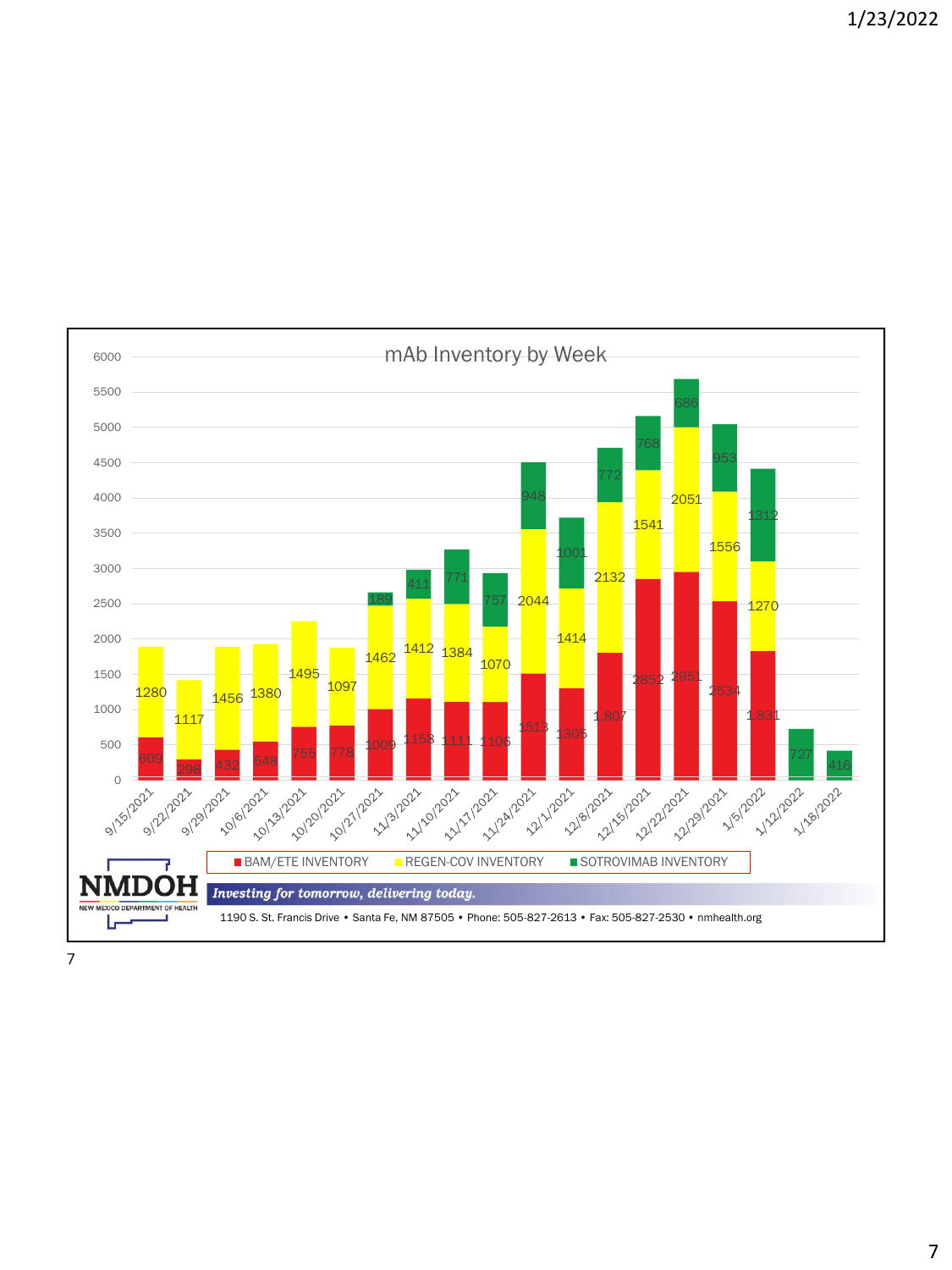## mAb Inventory by Week

| Week | BAM/ETE INVENTORY | REGEN-COV INVENTORY | SOTROVIMAB INVENTORY |
|---|---|---|---|
| 9/15/2021 | 609 | 1280 | |
| 9/22/2021 | 298 | 1117 | |
| 9/29/2021 | 432 | 1456 | |
| 10/6/2021 | 548 | 1380 | |
| 10/13/2021 | 755 | 1495 | |
| 10/20/2021 | 778 | 1097 | |
| 10/27/2021 | 1009 | 1462 | 189 |
| 11/3/2021 | 1158 | 1412 | 411 |
| 11/10/2021 | 1111 | 1384 | 771 |
| 11/17/2021 | 1106 | 1070 | 757 |
| 11/24/2021 | 1513 | 2044 | 948 |
| 12/1/2021 | 1305 | 1414 | 1001 |
| 12/8/2021 | 1807 | 2132 | 772 |
| 12/15/2021 | 2852 | 1541 | 768 |
| 12/22/2021 | 2951 | 2051 | 686 |
| 12/29/2021 | 2534 | 1556 | 953 |
| 1/5/2022 | 1831 | 1270 | 1312 |
| 1/12/2022 | | | 727 |
| 1/18/2022 | | | 416 |

**NMDOH** NEW MEXICO DEPARTMENT OF HEALTH

*Investing for tomorrow, delivering today.*

1190 S. St. Francis Drive • Santa Fe, NM 87505 • Phone: 505-827-2613 • Fax: 505-827-2530 • nmhealth.org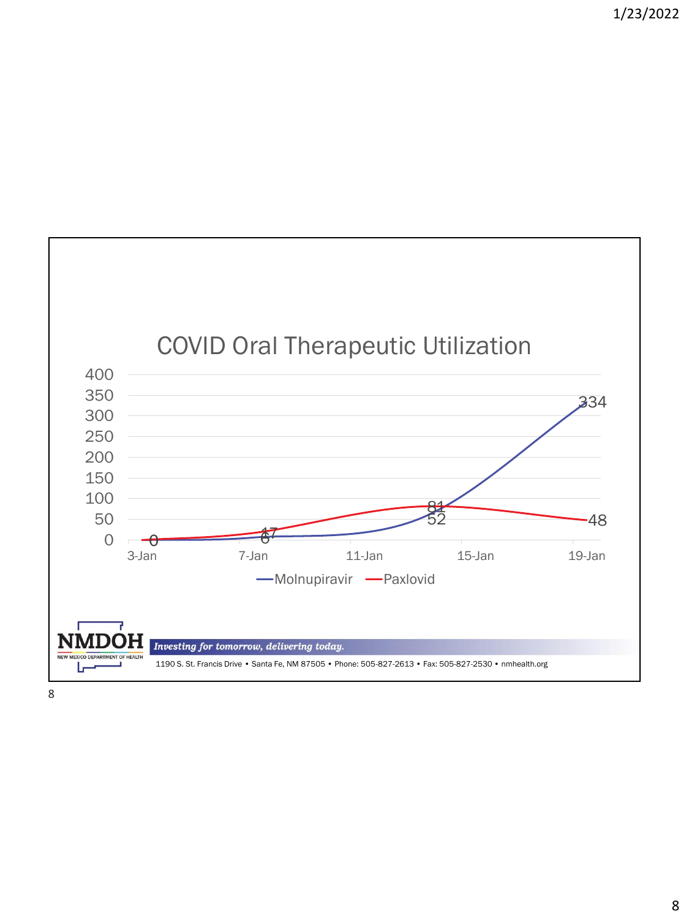## COVID Oral Therapeutic Utilization

| Date | Molnupiravir | Paxlovid |
| --- | --- | --- |
| 3-Jan | 0 | 0 |
| 7-Jan | 6 | 17 |
| 13-Jan | 52 | 81 |
| 19-Jan | 334 | 48 |

NMDOH — NEW MEXICO DEPARTMENT OF HEALTH

*Investing for tomorrow, delivering today.*

1190 S. St. Francis Drive • Santa Fe, NM 87505 • Phone: 505-827-2613 • Fax: 505-827-2530 • nmhealth.org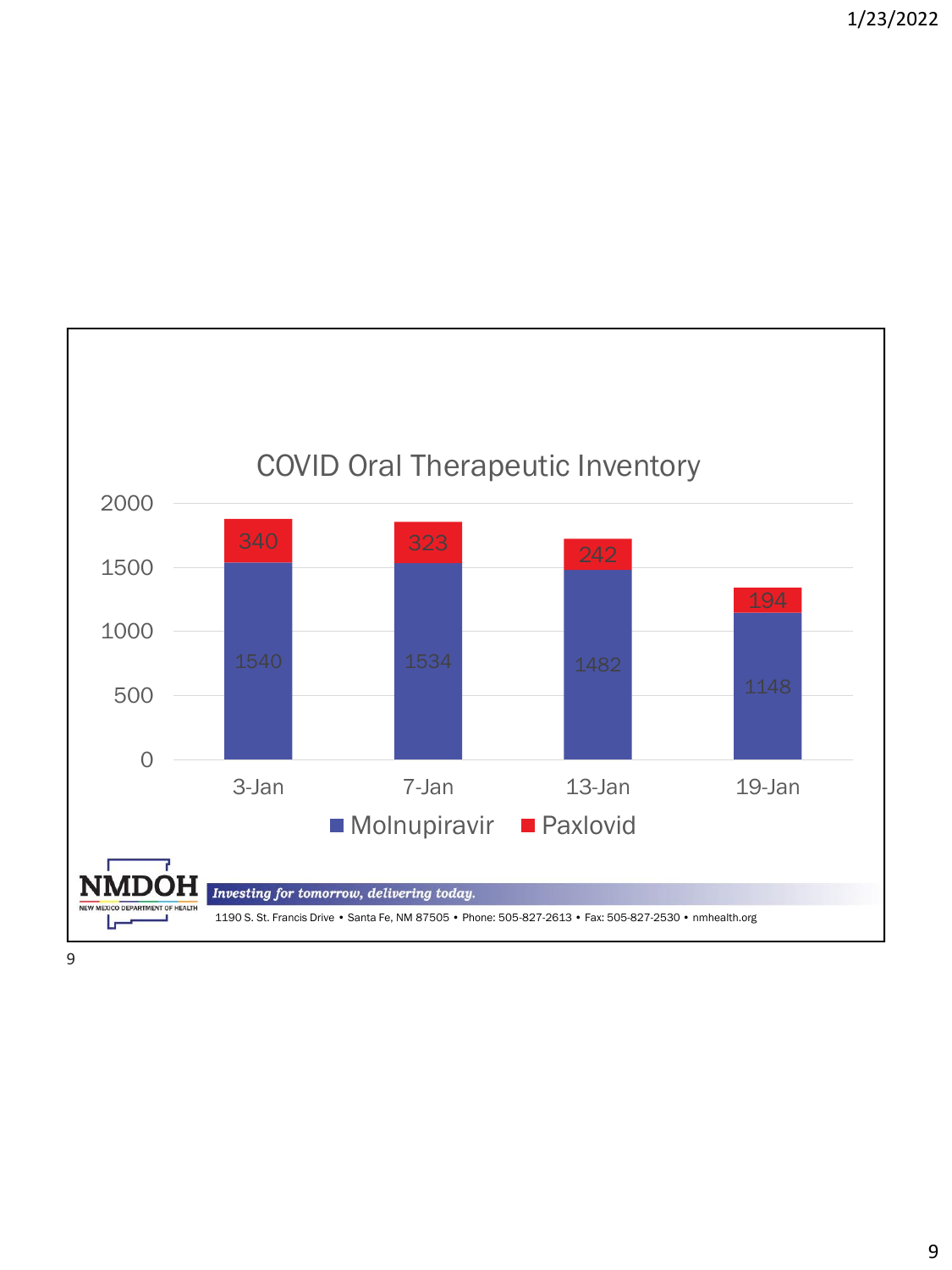## COVID Oral Therapeutic Inventory

| Date | Molnupiravir | Paxlovid |
| --- | --- | --- |
| 3-Jan | 1540 | 340 |
| 7-Jan | 1534 | 323 |
| 13-Jan | 1482 | 242 |
| 19-Jan | 1148 | 194 |

NMDOH NEW MEXICO DEPARTMENT OF HEALTH

*Investing for tomorrow, delivering today.*

1190 S. St. Francis Drive • Santa Fe, NM 87505 • Phone: 505-827-2613 • Fax: 505-827-2530 • nmhealth.org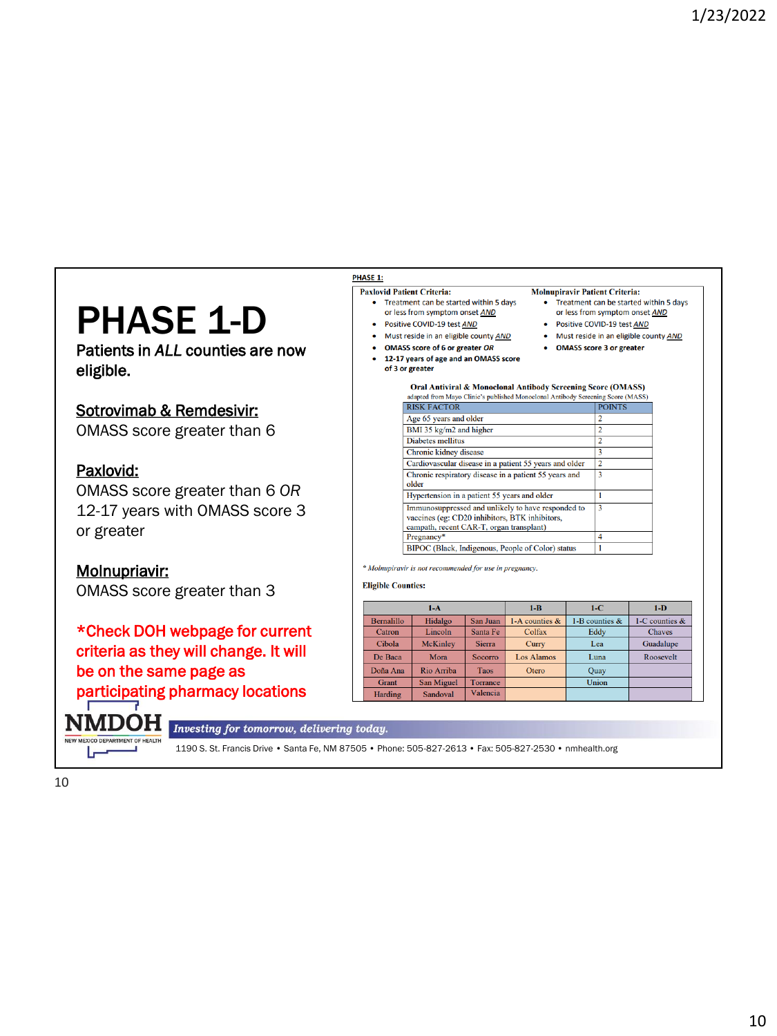# PHASE 1-D

Patients in *ALL* counties are now eligible.

**Sotrovimab & Remdesivir:**
OMASS score greater than 6

**Paxlovid:**
OMASS score greater than 6 *OR* 12-17 years with OMASS score 3 or greater

**Molnupriavir:**
OMASS score greater than 3

*Check DOH webpage for current criteria as they will change. It will be on the same page as participating pharmacy locations

**PHASE 1:**

**Paxlovid Patient Criteria:**

- Treatment can be started within 5 days or less from symptom onset ***AND***
- Positive COVID-19 test ***AND***
- Must reside in an eligible county ***AND***
- **OMASS score of 6 or greater *OR***
- **12-17 years of age and an OMASS score of 3 or greater**

**Molnupiravir Patient Criteria:**

- Treatment can be started within 5 days or less from symptom onset ***AND***
- Positive COVID-19 test ***AND***
- Must reside in an eligible county ***AND***
- **OMASS score 3 or greater**

**Oral Antiviral & Monoclonal Antibody Screening Score (OMASS)**
adapted from Mayo Clinic's published Monoclonal Antibody Screening Score (MASS)

| RISK FACTOR | POINTS |
|---|---|
| Age 65 years and older | 2 |
| BMI 35 kg/m2 and higher | 2 |
| Diabetes mellitus | 2 |
| Chronic kidney disease | 3 |
| Cardiovascular disease in a patient 55 years and older | 2 |
| Chronic respiratory disease in a patient 55 years and older | 3 |
| Hypertension in a patient 55 years and older | 1 |
| Immunosuppressed and unlikely to have responded to vaccines (eg: CD20 inhibitors, BTK inhibitors, campath, recent CAR-T, organ transplant) | 3 |
| Pregnancy* | 4 |
| BIPOC (Black, Indigenous, People of Color) status | 1 |

* *Molnupiravir is not recommended for use in pregnancy.*

**Eligible Counties:**

| 1-A | | | 1-B | 1-C | 1-D |
|---|---|---|---|---|---|
| Bernalillo | Hidalgo | San Juan | 1-A counties & | 1-B counties & | 1-C counties & |
| Catron | Lincoln | Santa Fe | Colfax | Eddy | Chaves |
| Cibola | McKinley | Sierra | Curry | Lea | Guadalupe |
| De Baca | Mora | Socorro | Los Alamos | Luna | Roosevelt |
| Doña Ana | Rio Arriba | Taos | Otero | Quay | |
| Grant | San Miguel | Torrance | | Union | |
| Harding | Sandoval | Valencia | | | |

NMDOH — NEW MEXICO DEPARTMENT OF HEALTH

*Investing for tomorrow, delivering today.*

1190 S. St. Francis Drive • Santa Fe, NM 87505 • Phone: 505-827-2613 • Fax: 505-827-2530 • nmhealth.org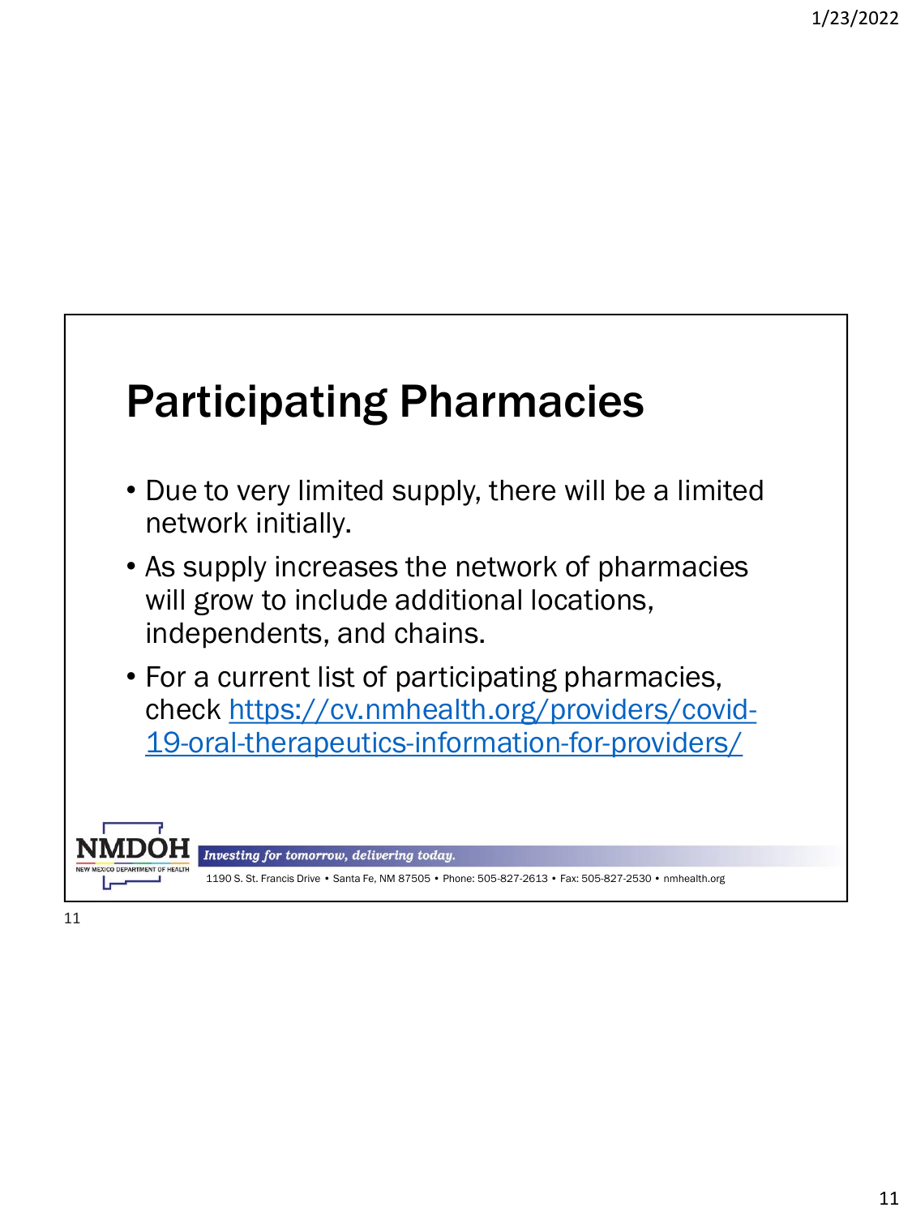# Participating Pharmacies

- Due to very limited supply, there will be a limited network initially.
- As supply increases the network of pharmacies will grow to include additional locations, independents, and chains.
- For a current list of participating pharmacies, check https://cv.nmhealth.org/providers/covid-19-oral-therapeutics-information-for-providers/

NMDOH NEW MEXICO DEPARTMENT OF HEALTH *Investing for tomorrow, delivering today.*

1190 S. St. Francis Drive • Santa Fe, NM 87505 • Phone: 505-827-2613 • Fax: 505-827-2530 • nmhealth.org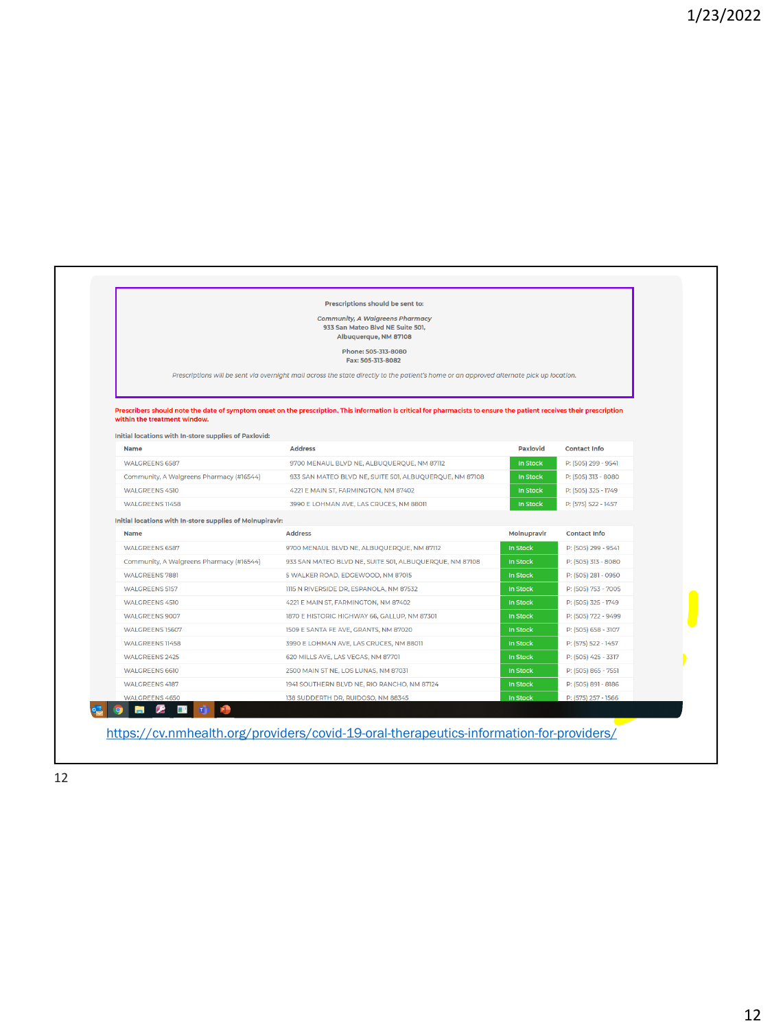**Prescriptions should be sent to:**

***Community, A Walgreens Pharmacy***
**933 San Mateo Blvd NE Suite 501,**
**Albuquerque, NM 87108**

**Phone: 505-313-8080**
**Fax: 505-313-8082**

*Prescriptions will be sent via overnight mail across the state directly to the patient's home or an approved alternate pick up location.*

**Prescribers should note the date of symptom onset on the prescription. This information is critical for pharmacists to ensure the patient receives their prescription within the treatment window.**

**Initial locations with In-store supplies of Paxlovid:**

| Name | Address | Paxlovid | Contact Info |
|---|---|---|---|
| WALGREENS 6587 | 9700 MENAUL BLVD NE, ALBUQUERQUE, NM 87112 | In Stock | P: (505) 299 - 9541 |
| Community, A Walgreens Pharmacy (#16544) | 933 SAN MATEO BLVD NE, SUITE 501, ALBUQUERQUE, NM 87108 | In Stock | P: (505) 313 - 8080 |
| WALGREENS 4510 | 4221 E MAIN ST, FARMINGTON, NM 87402 | In Stock | P: (505) 325 - 1749 |
| WALGREENS 11458 | 3990 E LOHMAN AVE, LAS CRUCES, NM 88011 | In Stock | P: (575) 522 - 1457 |

**Initial locations with In-store supplies of Molnupiravir:**

| Name | Address | Molnupravir | Contact Info |
|---|---|---|---|
| WALGREENS 6587 | 9700 MENAUL BLVD NE, ALBUQUERQUE, NM 87112 | In Stock | P: (505) 299 - 9541 |
| Community, A Walgreens Pharmacy (#16544) | 933 SAN MATEO BLVD NE, SUITE 501, ALBUQUERQUE, NM 87108 | In Stock | P: (505) 313 - 8080 |
| WALGREENS 7881 | 5 WALKER ROAD, EDGEWOOD, NM 87015 | In Stock | P: (505) 281 - 0950 |
| WALGREENS 5157 | 1115 N RIVERSIDE DR, ESPANOLA, NM 87532 | In Stock | P: (505) 753 - 7005 |
| WALGREENS 4510 | 4221 E MAIN ST, FARMINGTON, NM 87402 | In Stock | P: (505) 325 - 1749 |
| WALGREENS 9007 | 1870 E HISTORIC HIGHWAY 66, GALLUP, NM 87301 | In Stock | P: (505) 722 - 9499 |
| WALGREENS 15607 | 1509 E SANTA FE AVE, GRANTS, NM 87020 | In Stock | P: (505) 658 - 3107 |
| WALGREENS 11458 | 3990 E LOHMAN AVE, LAS CRUCES, NM 88011 | In Stock | P: (575) 522 - 1457 |
| WALGREENS 2425 | 620 MILLS AVE, LAS VEGAS, NM 87701 | In Stock | P: (505) 425 - 3317 |
| WALGREENS 6610 | 2500 MAIN ST NE, LOS LUNAS, NM 87031 | In Stock | P: (505) 865 - 7551 |
| WALGREENS 4187 | 1941 SOUTHERN BLVD NE, RIO RANCHO, NM 87124 | In Stock | P: (505) 891 - 8186 |
| WALGREENS 4650 | 138 SUDDERTH DR, RUIDOSO, NM 88345 | In Stock | P: (575) 257 - 1566 |

https://cv.nmhealth.org/providers/covid-19-oral-therapeutics-information-for-providers/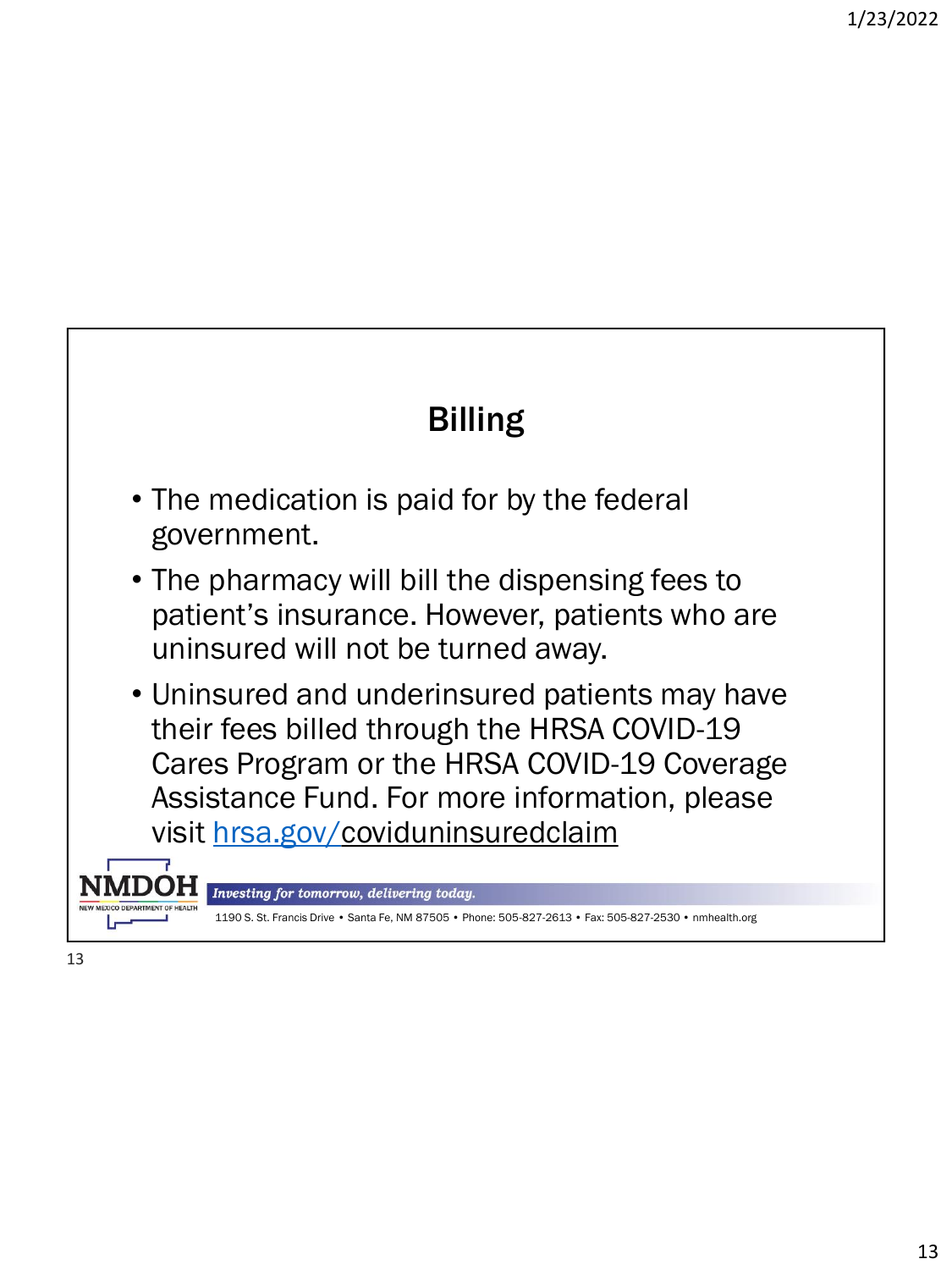# Billing

- The medication is paid for by the federal government.
- The pharmacy will bill the dispensing fees to patient's insurance. However, patients who are uninsured will not be turned away.
- Uninsured and underinsured patients may have their fees billed through the HRSA COVID-19 Cares Program or the HRSA COVID-19 Coverage Assistance Fund. For more information, please visit hrsa.gov/coviduninsuredclaim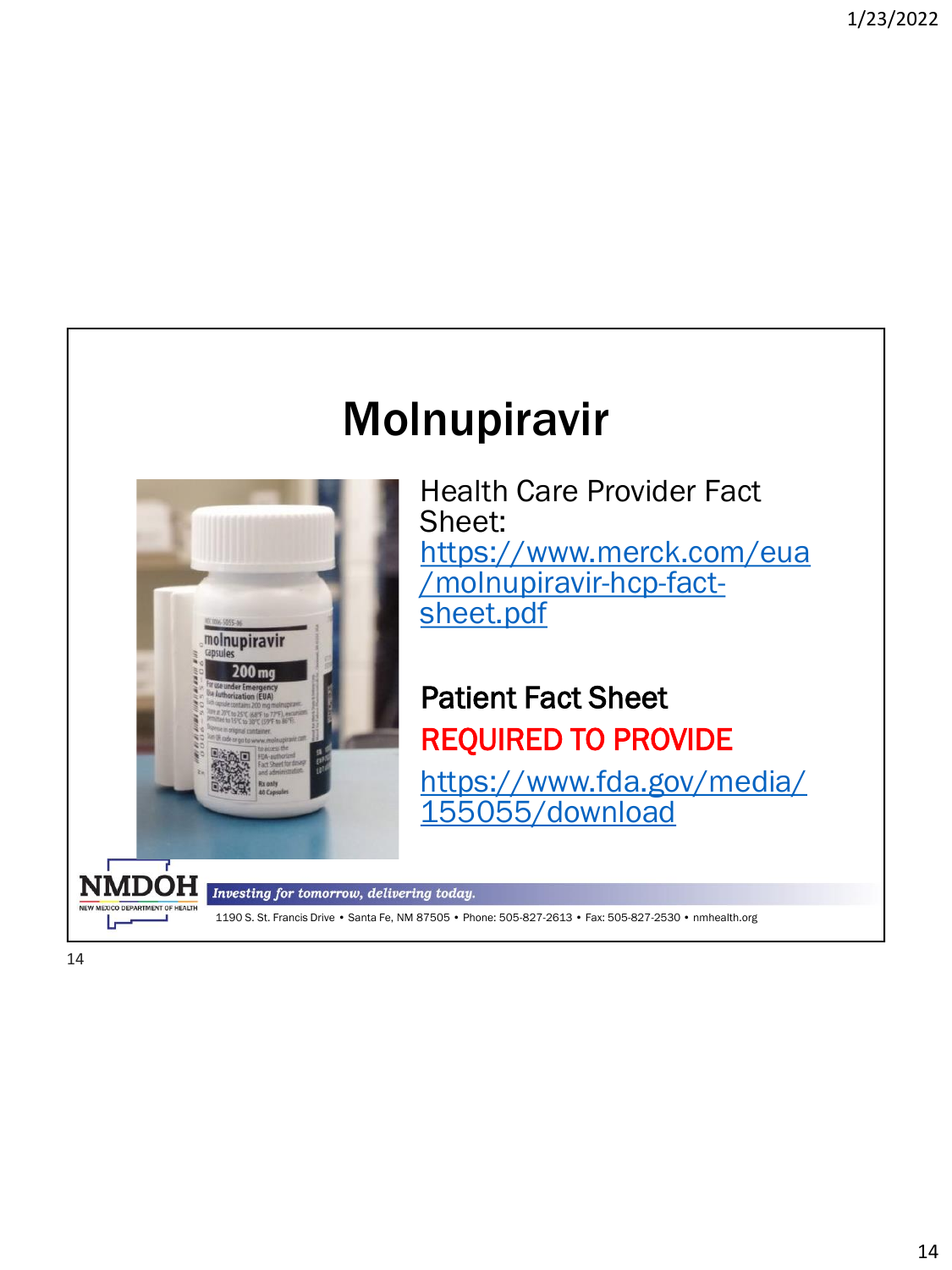# Molnupiravir

Health Care Provider Fact Sheet: https://www.merck.com/eua/molnupiravir-hcp-fact-sheet.pdf

**Patient Fact Sheet**

**REQUIRED TO PROVIDE**

https://www.fda.gov/media/155055/download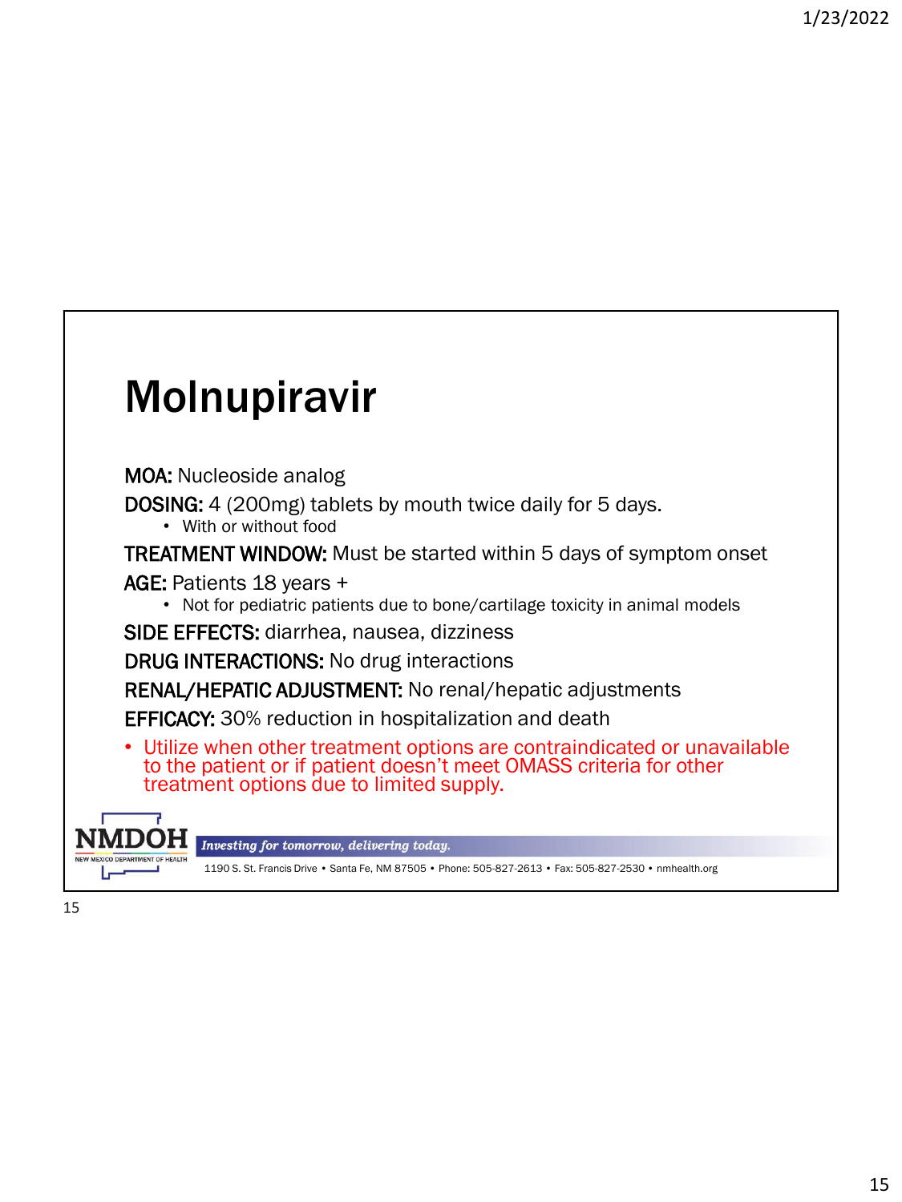# Molnupiravir

**MOA:** Nucleoside analog

**DOSING:** 4 (200mg) tablets by mouth twice daily for 5 days.

- With or without food

**TREATMENT WINDOW:** Must be started within 5 days of symptom onset

**AGE:** Patients 18 years +

- Not for pediatric patients due to bone/cartilage toxicity in animal models

**SIDE EFFECTS:** diarrhea, nausea, dizziness

**DRUG INTERACTIONS:** No drug interactions

**RENAL/HEPATIC ADJUSTMENT:** No renal/hepatic adjustments

**EFFICACY:** 30% reduction in hospitalization and death

- Utilize when other treatment options are contraindicated or unavailable to the patient or if patient doesn't meet OMASS criteria for other treatment options due to limited supply.

NMDOH
NEW MEXICO DEPARTMENT OF HEALTH

*Investing for tomorrow, delivering today.*

1190 S. St. Francis Drive • Santa Fe, NM 87505 • Phone: 505-827-2613 • Fax: 505-827-2530 • nmhealth.org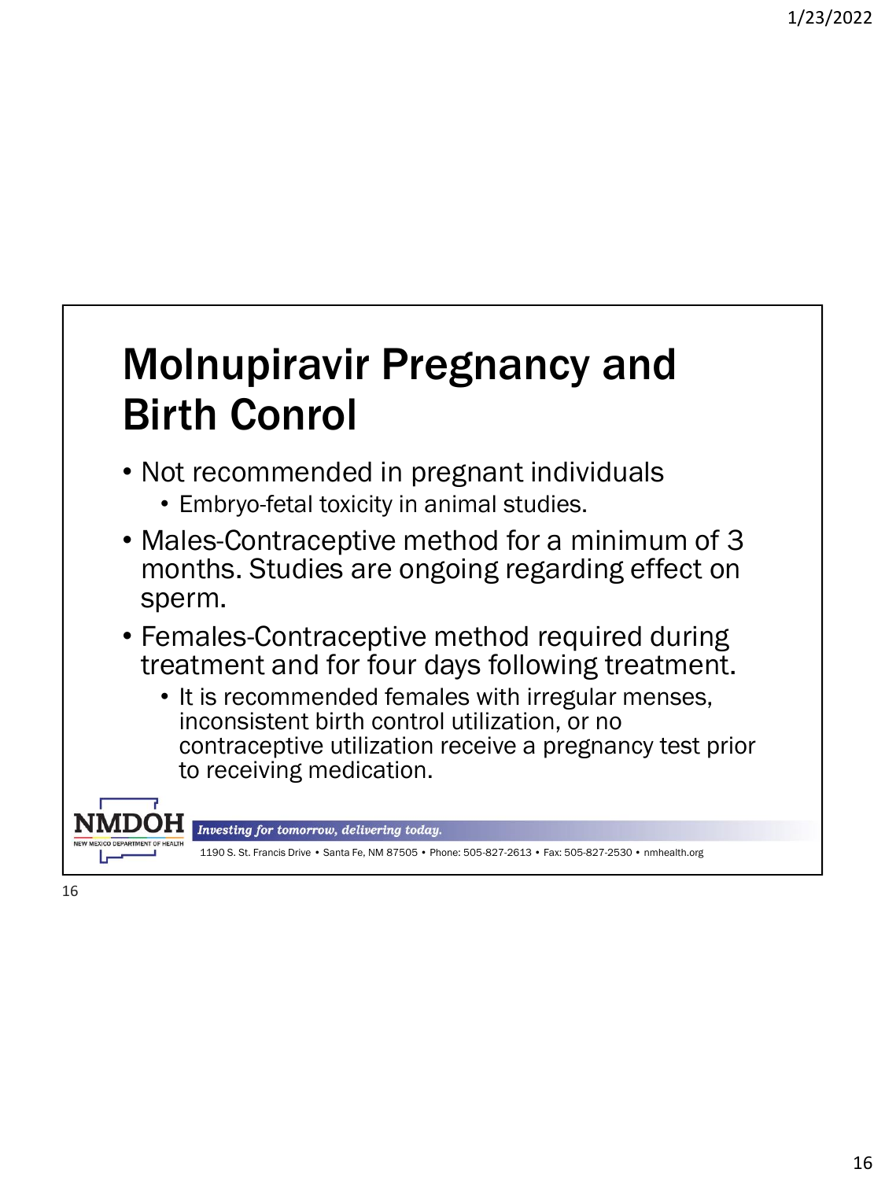# Molnupiravir Pregnancy and Birth Conrol

- Not recommended in pregnant individuals
  - Embryo-fetal toxicity in animal studies.
- Males-Contraceptive method for a minimum of 3 months. Studies are ongoing regarding effect on sperm.
- Females-Contraceptive method required during treatment and for four days following treatment.
  - It is recommended females with irregular menses, inconsistent birth control utilization, or no contraceptive utilization receive a pregnancy test prior to receiving medication.

NMDOH
NEW MEXICO DEPARTMENT OF HEALTH

*Investing for tomorrow, delivering today.*

1190 S. St. Francis Drive • Santa Fe, NM 87505 • Phone: 505-827-2613 • Fax: 505-827-2530 • nmhealth.org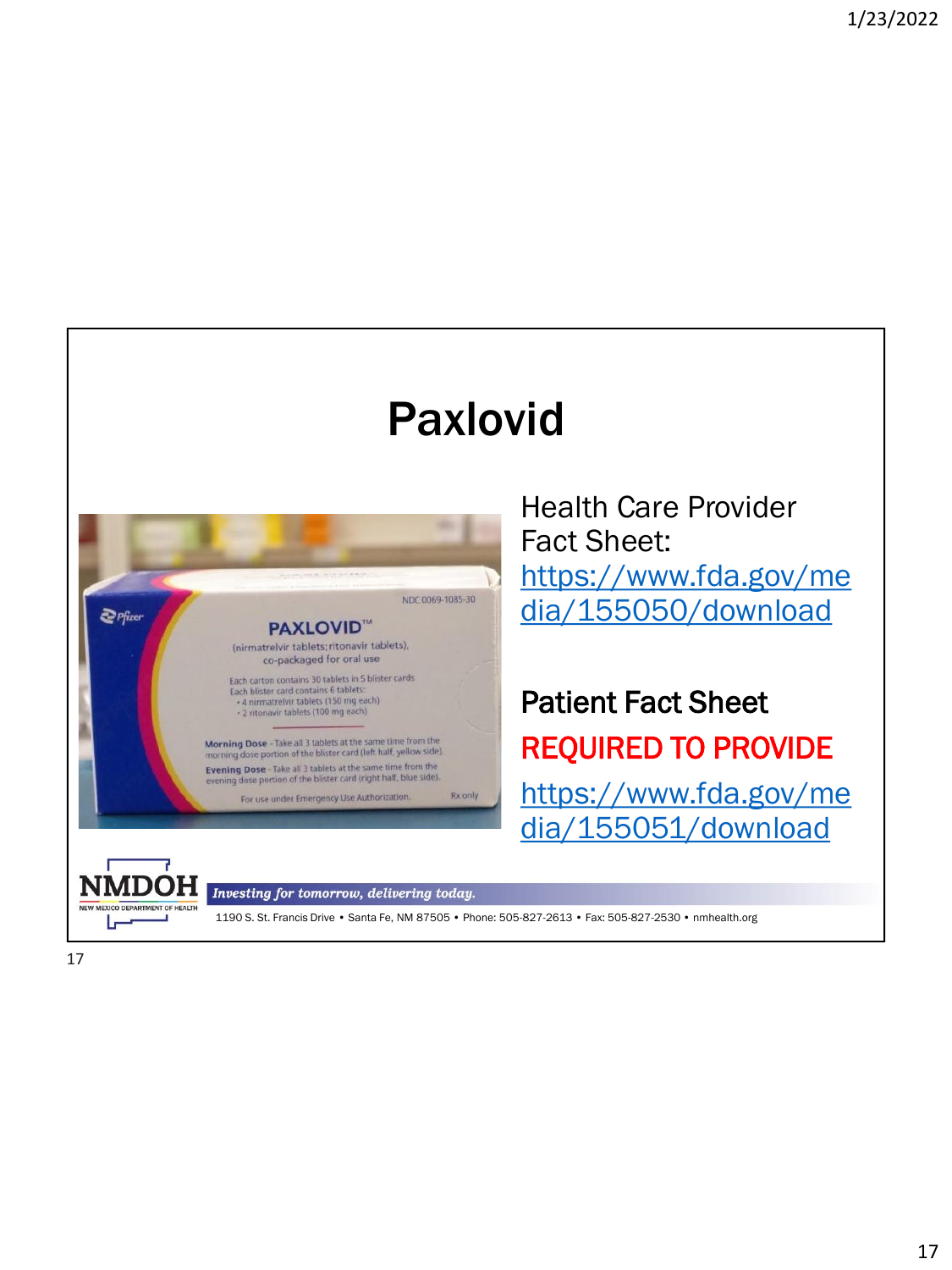# Paxlovid

Health Care Provider Fact Sheet: https://www.fda.gov/media/155050/download

**Patient Fact Sheet**

**REQUIRED TO PROVIDE**

https://www.fda.gov/media/155051/download

NMDOH NEW MEXICO DEPARTMENT OF HEALTH

*Investing for tomorrow, delivering today.*

1190 S. St. Francis Drive • Santa Fe, NM 87505 • Phone: 505-827-2613 • Fax: 505-827-2530 • nmhealth.org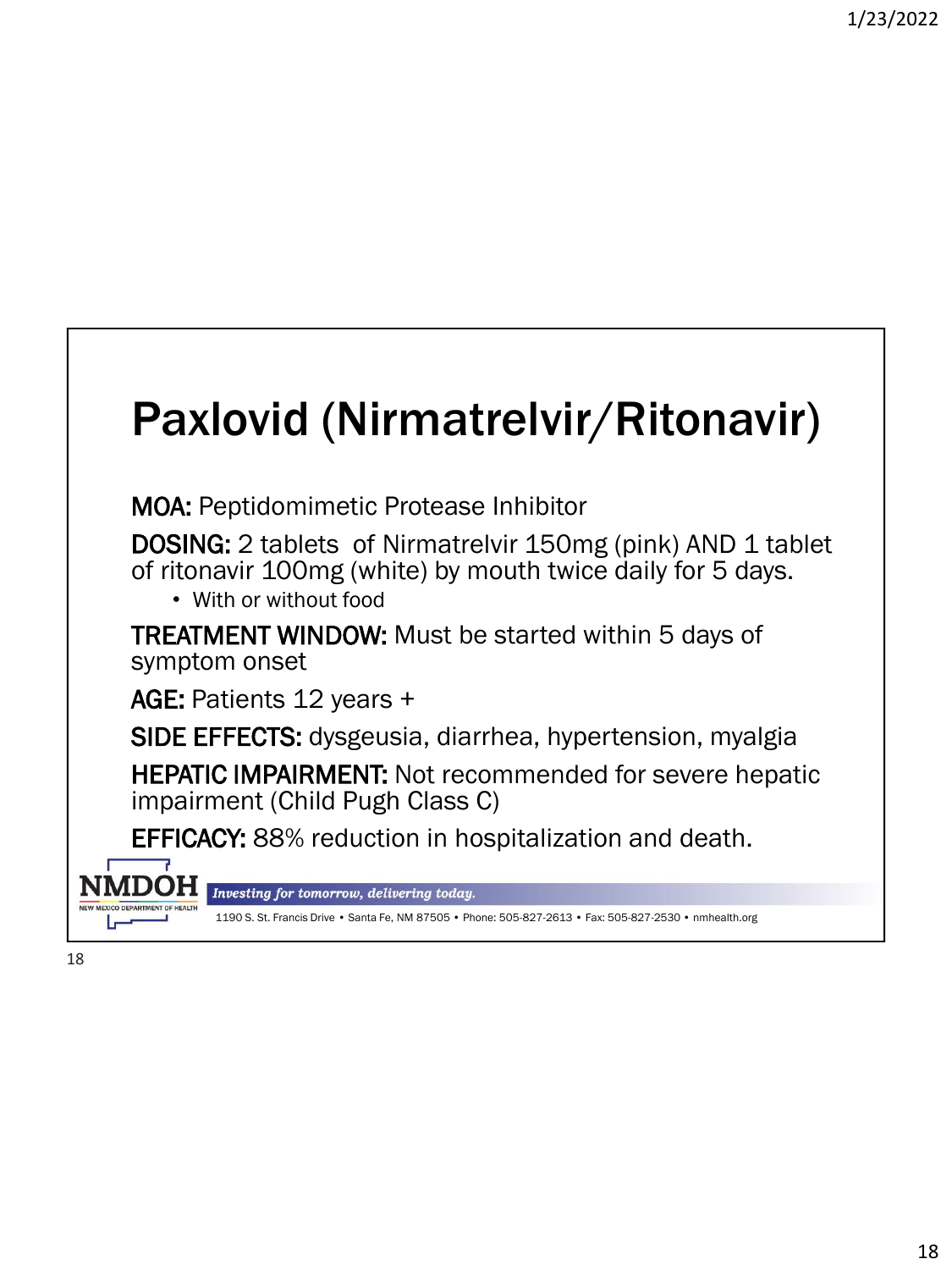# Paxlovid (Nirmatrelvir/Ritonavir)

**MOA:** Peptidomimetic Protease Inhibitor

**DOSING:** 2 tablets of Nirmatrelvir 150mg (pink) AND 1 tablet of ritonavir 100mg (white) by mouth twice daily for 5 days.

- With or without food

**TREATMENT WINDOW:** Must be started within 5 days of symptom onset

**AGE:** Patients 12 years +

**SIDE EFFECTS:** dysgeusia, diarrhea, hypertension, myalgia

**HEPATIC IMPAIRMENT:** Not recommended for severe hepatic impairment (Child Pugh Class C)

**EFFICACY:** 88% reduction in hospitalization and death.

NMDOH NEW MEXICO DEPARTMENT OF HEALTH

*Investing for tomorrow, delivering today.*

1190 S. St. Francis Drive • Santa Fe, NM 87505 • Phone: 505-827-2613 • Fax: 505-827-2530 • nmhealth.org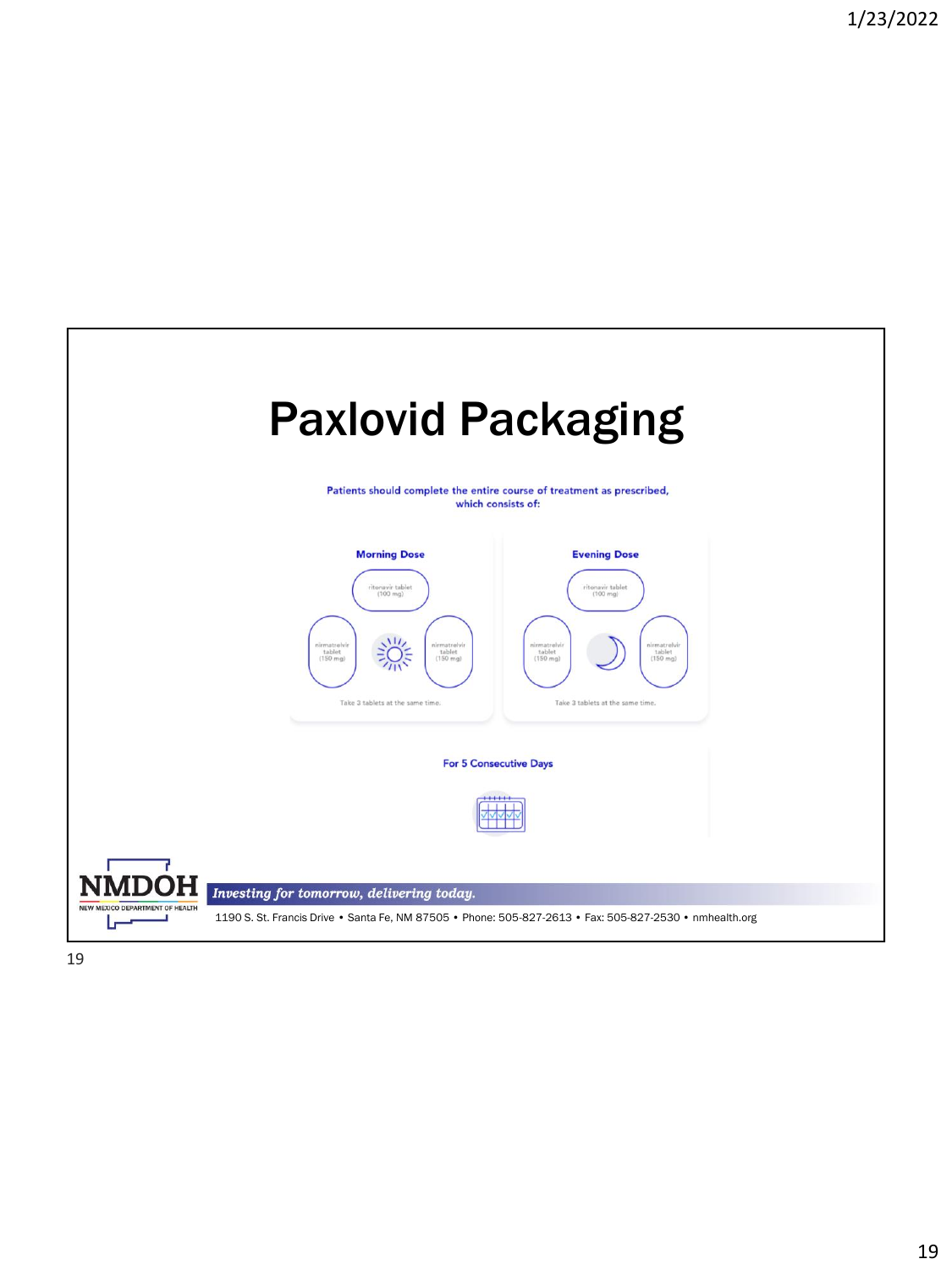# Paxlovid Packaging

Patients should complete the entire course of treatment as prescribed, which consists of:

**Morning Dose**

ritonavir tablet (100 mg)

nirmatrelvir tablet (150 mg)

nirmatrelvir tablet (150 mg)

Take 3 tablets at the same time.

**Evening Dose**

ritonavir tablet (100 mg)

nirmatrelvir tablet (150 mg)

nirmatrelvir tablet (150 mg)

Take 3 tablets at the same time.

**For 5 Consecutive Days**

NMDOH
NEW MEXICO DEPARTMENT OF HEALTH

*Investing for tomorrow, delivering today.*

1190 S. St. Francis Drive • Santa Fe, NM 87505 • Phone: 505-827-2613 • Fax: 505-827-2530 • nmhealth.org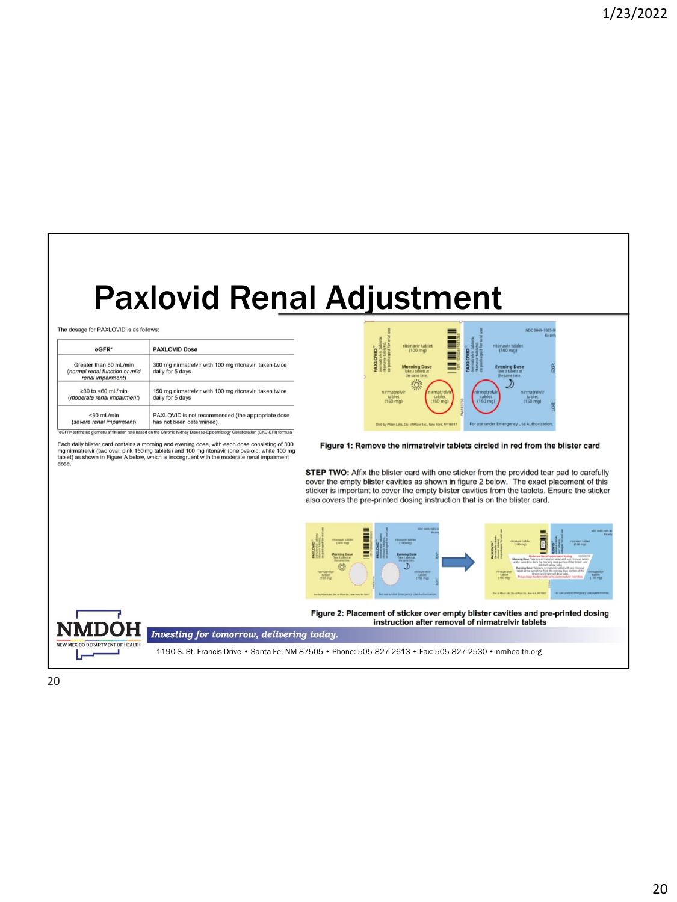# Paxlovid Renal Adjustment

The dosage for PAXLOVID is as follows:

| eGFR* | PAXLOVID Dose |
|---|---|
| Greater than 60 mL/min (*normal renal function or mild renal impairment*) | 300 mg nirmatrelvir with 100 mg ritonavir, taken twice daily for 5 days |
| ≥30 to <60 mL/min (*moderate renal impairment*) | 150 mg nirmatrelvir with 100 mg ritonavir, taken twice daily for 5 days |
| <30 mL/min (*severe renal impairment*) | PAXLOVID is not recommended (the appropriate dose has not been determined). |

*eGFR=estimated glomerular filtration rate based on the Chronic Kidney Disease-Epidemiology Collaboration (CKD-EPI) formula

Each daily blister card contains a morning and evening dose, with each dose consisting of 300 mg nirmatrelvir (two oval, pink 150 mg tablets) and 100 mg ritonavir (one ovaloid, white 100 mg tablet) as shown in Figure A below, which is incongruent with the moderate renal impairment dose.

**Figure 1: Remove the nirmatrelvir tablets circled in red from the blister card**

**STEP TWO:** Affix the blister card with one sticker from the provided tear pad to carefully cover the empty blister cavities as shown in figure 2 below. The exact placement of this sticker is important to cover the empty blister cavities from the tablets. Ensure the sticker also covers the pre-printed dosing instruction that is on the blister card.

**Figure 2: Placement of sticker over empty blister cavities and pre-printed dosing instruction after removal of nirmatrelvir tablets**

NMDOH
NEW MEXICO DEPARTMENT OF HEALTH

*Investing for tomorrow, delivering today.*

1190 S. St. Francis Drive • Santa Fe, NM 87505 • Phone: 505-827-2613 • Fax: 505-827-2530 • nmhealth.org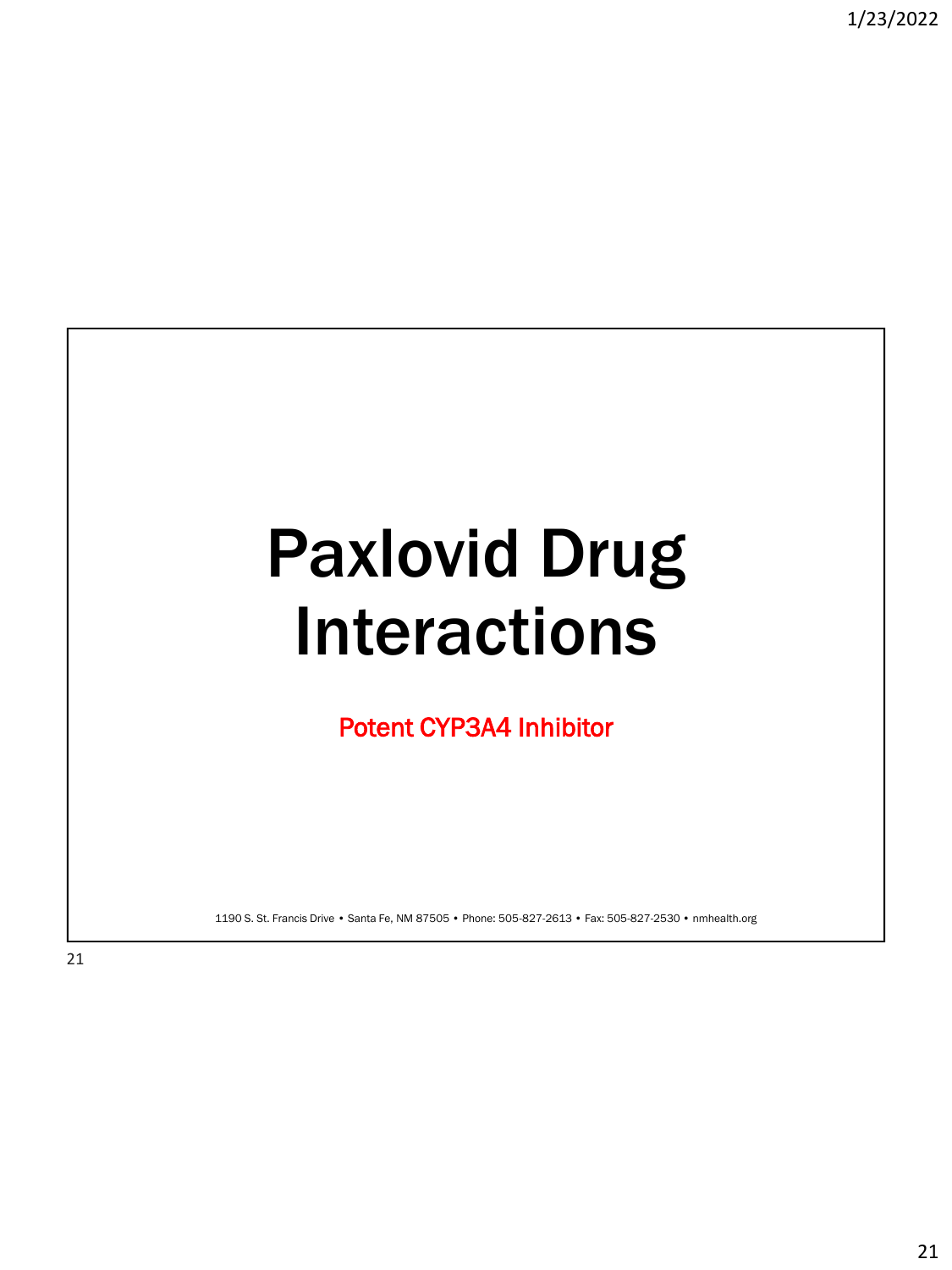# Paxlovid Drug Interactions

Potent CYP3A4 Inhibitor

1190 S. St. Francis Drive • Santa Fe, NM 87505 • Phone: 505-827-2613 • Fax: 505-827-2530 • nmhealth.org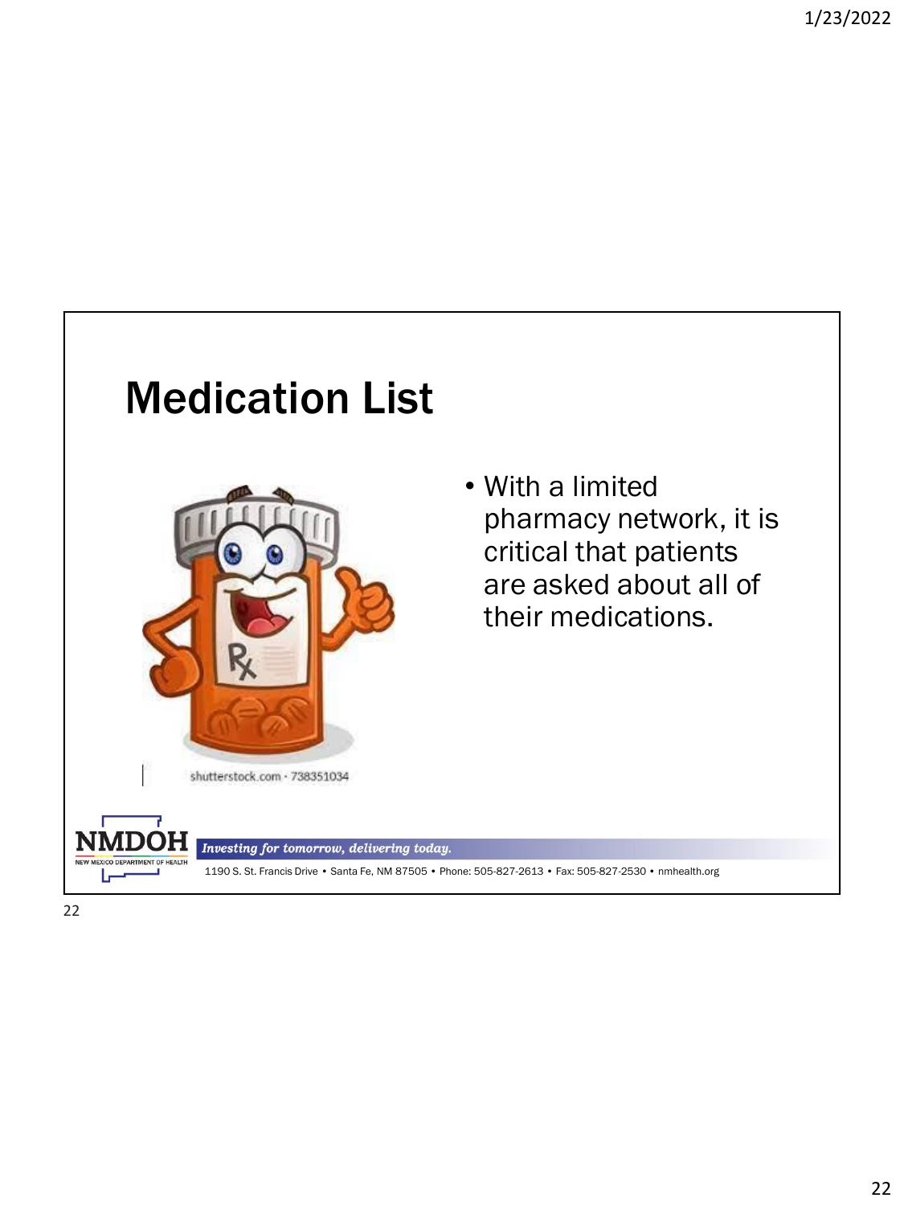# Medication List

- With a limited pharmacy network, it is critical that patients are asked about all of their medications.

shutterstock.com · 738351034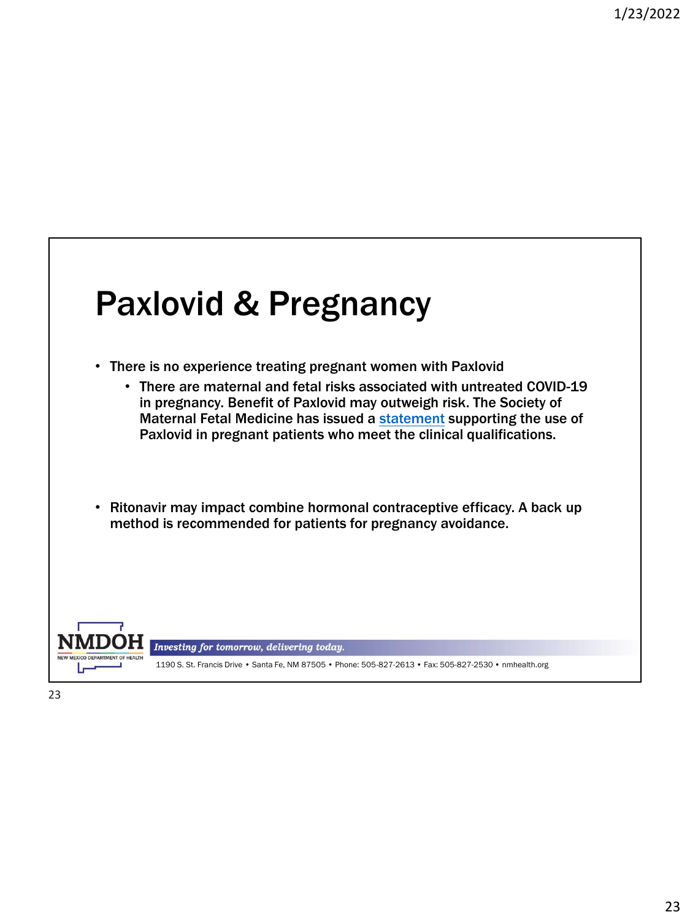# Paxlovid & Pregnancy

- There is no experience treating pregnant women with Paxlovid
  - There are maternal and fetal risks associated with untreated COVID-19 in pregnancy. Benefit of Paxlovid may outweigh risk. The Society of Maternal Fetal Medicine has issued a statement supporting the use of Paxlovid in pregnant patients who meet the clinical qualifications.

- Ritonavir may impact combine hormonal contraceptive efficacy. A back up method is recommended for patients for pregnancy avoidance.

NMDOH NEW MEXICO DEPARTMENT OF HEALTH

*Investing for tomorrow, delivering today.*

1190 S. St. Francis Drive • Santa Fe, NM 87505 • Phone: 505-827-2613 • Fax: 505-827-2530 • nmhealth.org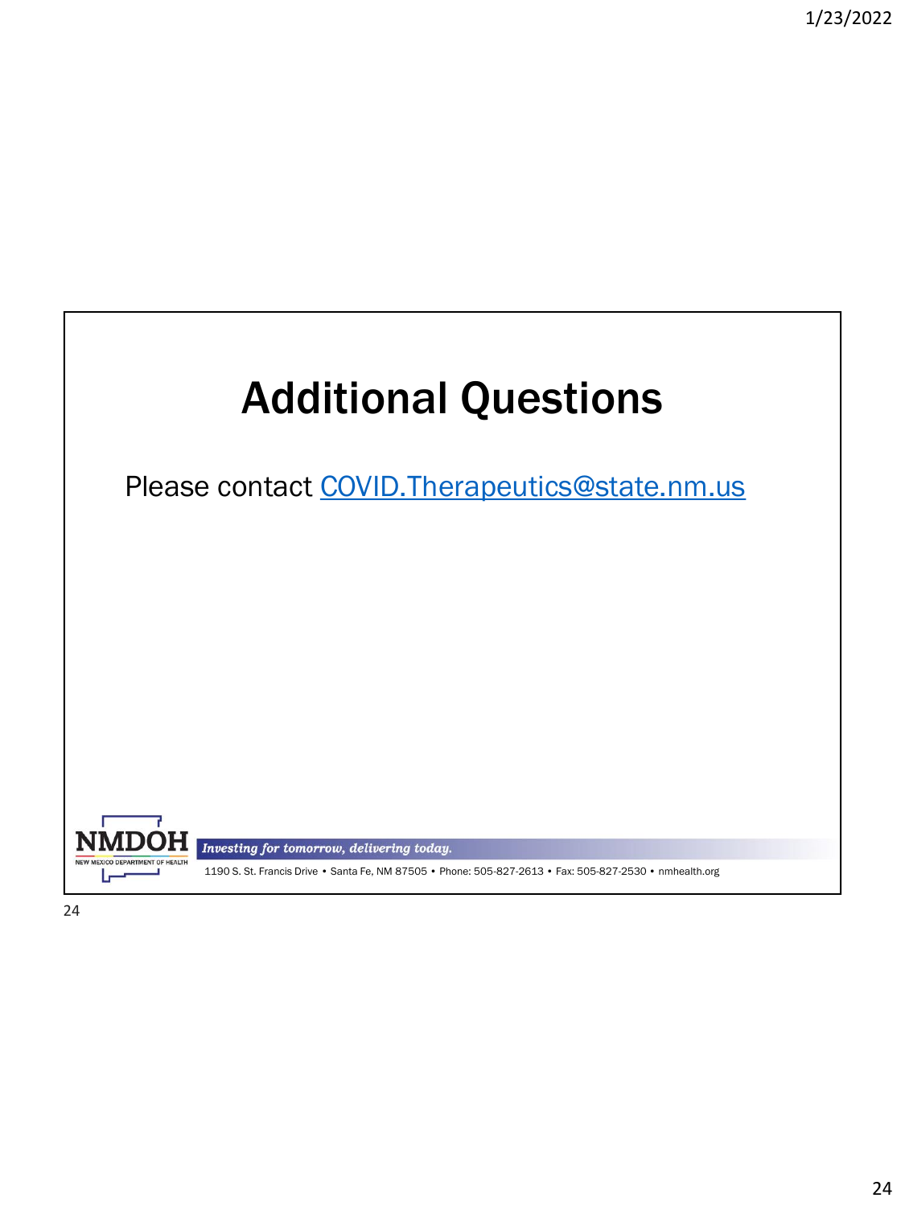# Additional Questions

Please contact COVID.Therapeutics@state.nm.us

NMDOH
NEW MEXICO DEPARTMENT OF HEALTH

*Investing for tomorrow, delivering today.*

1190 S. St. Francis Drive • Santa Fe, NM 87505 • Phone: 505-827-2613 • Fax: 505-827-2530 • nmhealth.org